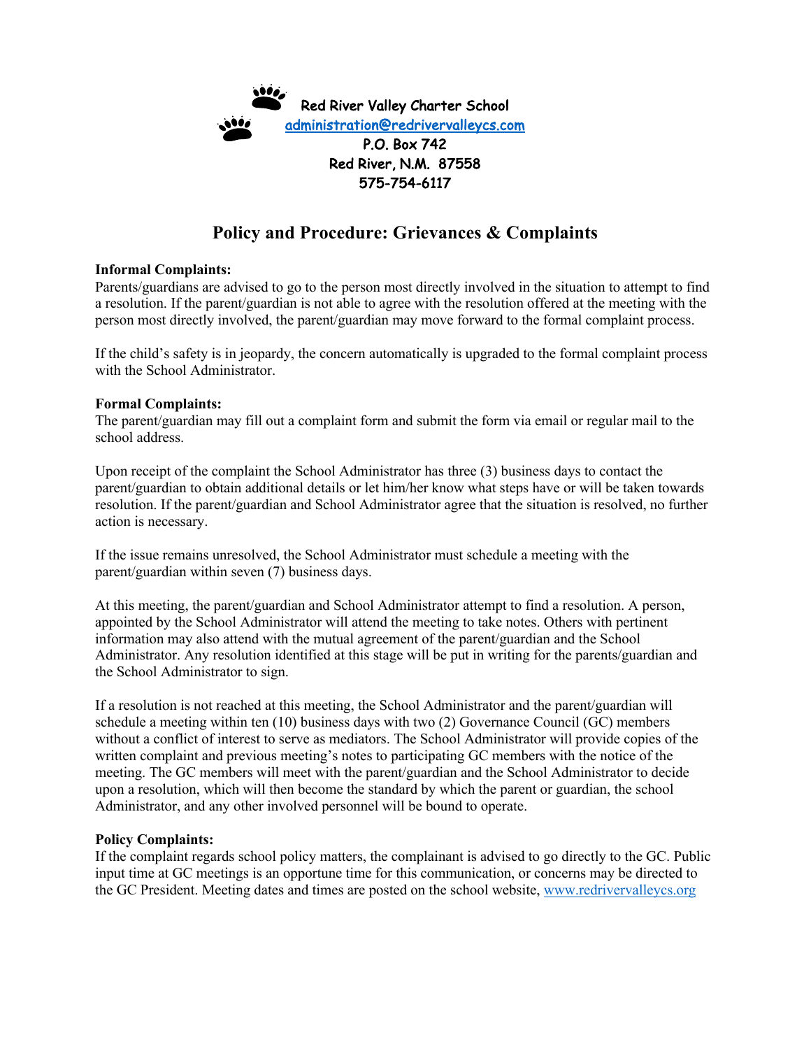**Red River Valley Charter School**
[administration@redrivervalleycs.com](mailto:administration@redrivervalleycs.com)
P.O. Box 742
Red River, N.M. 87558
575-754-6117

# Policy and Procedure: Grievances & Complaints

**Informal Complaints:**
Parents/guardians are advised to go to the person most directly involved in the situation to attempt to find a resolution. If the parent/guardian is not able to agree with the resolution offered at the meeting with the person most directly involved, the parent/guardian may move forward to the formal complaint process.

If the child's safety is in jeopardy, the concern automatically is upgraded to the formal complaint process with the School Administrator.

**Formal Complaints:**
The parent/guardian may fill out a complaint form and submit the form via email or regular mail to the school address.

Upon receipt of the complaint the School Administrator has three (3) business days to contact the parent/guardian to obtain additional details or let him/her know what steps have or will be taken towards resolution. If the parent/guardian and School Administrator agree that the situation is resolved, no further action is necessary.

If the issue remains unresolved, the School Administrator must schedule a meeting with the parent/guardian within seven (7) business days.

At this meeting, the parent/guardian and School Administrator attempt to find a resolution. A person, appointed by the School Administrator will attend the meeting to take notes. Others with pertinent information may also attend with the mutual agreement of the parent/guardian and the School Administrator. Any resolution identified at this stage will be put in writing for the parents/guardian and the School Administrator to sign.

If a resolution is not reached at this meeting, the School Administrator and the parent/guardian will schedule a meeting within ten (10) business days with two (2) Governance Council (GC) members without a conflict of interest to serve as mediators. The School Administrator will provide copies of the written complaint and previous meeting's notes to participating GC members with the notice of the meeting. The GC members will meet with the parent/guardian and the School Administrator to decide upon a resolution, which will then become the standard by which the parent or guardian, the school Administrator, and any other involved personnel will be bound to operate.

**Policy Complaints:**
If the complaint regards school policy matters, the complainant is advised to go directly to the GC. Public input time at GC meetings is an opportune time for this communication, or concerns may be directed to the GC President. Meeting dates and times are posted on the school website, [www.redrivervalleycs.org](http://www.redrivervalleycs.org)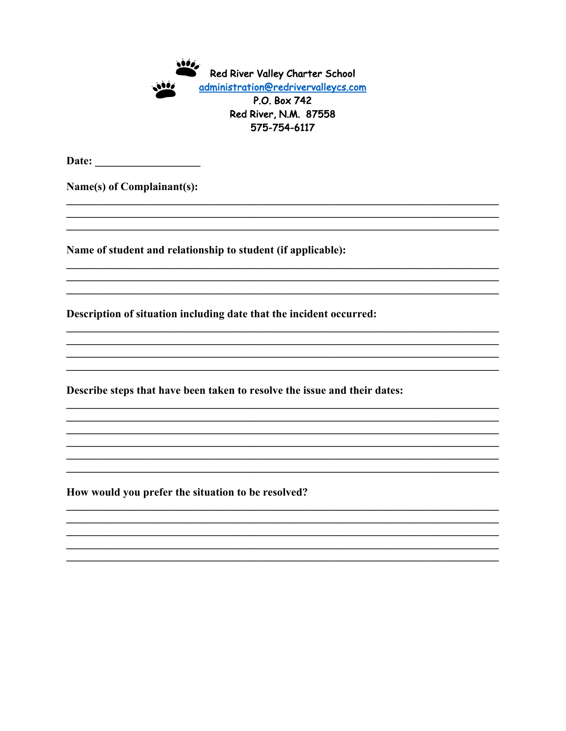**Red River Valley Charter School**
administration@redrivervalleycs.com
P.O. Box 742
Red River, N.M. 87558
575-754-6117

**Date:** ___________________

**Name(s) of Complainant(s):**

___________________________________________________________________________
___________________________________________________________________________
___________________________________________________________________________

**Name of student and relationship to student (if applicable):**

___________________________________________________________________________
___________________________________________________________________________
___________________________________________________________________________

**Description of situation including date that the incident occurred:**

___________________________________________________________________________
___________________________________________________________________________
___________________________________________________________________________
___________________________________________________________________________

**Describe steps that have been taken to resolve the issue and their dates:**

___________________________________________________________________________
___________________________________________________________________________
___________________________________________________________________________
___________________________________________________________________________
___________________________________________________________________________
___________________________________________________________________________

**How would you prefer the situation to be resolved?**

___________________________________________________________________________
___________________________________________________________________________
___________________________________________________________________________
___________________________________________________________________________
___________________________________________________________________________